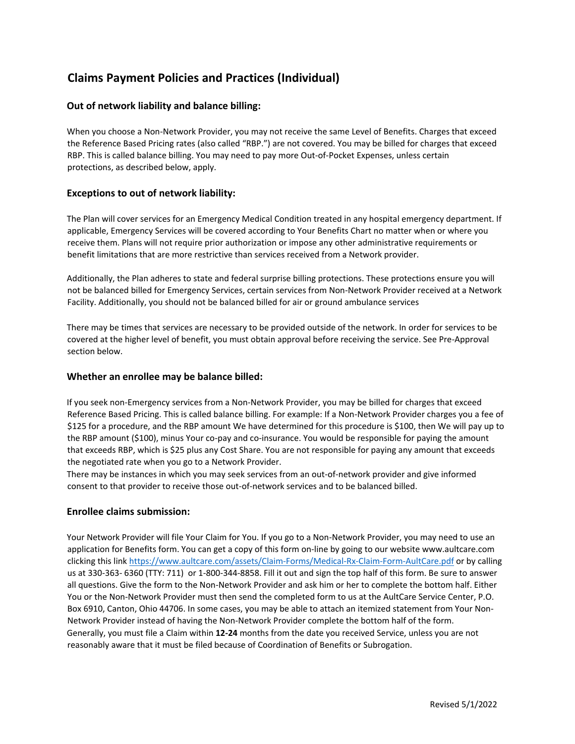# Claims Payment Policies and Practices (Individual)

## Out of network liability and balance billing:

When you choose a Non-Network Provider, you may not receive the same Level of Benefits. Charges that exceed the Reference Based Pricing rates (also called "RBP.") are not covered. You may be billed for charges that exceed RBP. This is called balance billing. You may need to pay more Out-of-Pocket Expenses, unless certain protections, as described below, apply.

## Exceptions to out of network liability:

The Plan will cover services for an Emergency Medical Condition treated in any hospital emergency department. If applicable, Emergency Services will be covered according to Your Benefits Chart no matter when or where you receive them. Plans will not require prior authorization or impose any other administrative requirements or benefit limitations that are more restrictive than services received from a Network provider.

Additionally, the Plan adheres to state and federal surprise billing protections. These protections ensure you will not be balanced billed for Emergency Services, certain services from Non-Network Provider received at a Network Facility. Additionally, you should not be balanced billed for air or ground ambulance services

There may be times that services are necessary to be provided outside of the network. In order for services to be covered at the higher level of benefit, you must obtain approval before receiving the service. See Pre-Approval section below.

## Whether an enrollee may be balance billed:

If you seek non-Emergency services from a Non-Network Provider, you may be billed for charges that exceed Reference Based Pricing. This is called balance billing. For example: If a Non-Network Provider charges you a fee of $125 for a procedure, and the RBP amount We have determined for this procedure is $100, then We will pay up to the RBP amount ($100), minus Your co-pay and co-insurance. You would be responsible for paying the amount that exceeds RBP, which is $25 plus any Cost Share. You are not responsible for paying any amount that exceeds the negotiated rate when you go to a Network Provider.
There may be instances in which you may seek services from an out-of-network provider and give informed consent to that provider to receive those out-of-network services and to be balanced billed.

## Enrollee claims submission:

Your Network Provider will file Your Claim for You. If you go to a Non-Network Provider, you may need to use an application for Benefits form. You can get a copy of this form on-line by going to our website www.aultcare.com clicking this link https://www.aultcare.com/assets/Claim-Forms/Medical-Rx-Claim-Form-AultCare.pdf or by calling us at 330-363- 6360 (TTY: 711) or 1-800-344-8858. Fill it out and sign the top half of this form. Be sure to answer all questions. Give the form to the Non-Network Provider and ask him or her to complete the bottom half. Either You or the Non-Network Provider must then send the completed form to us at the AultCare Service Center, P.O. Box 6910, Canton, Ohio 44706. In some cases, you may be able to attach an itemized statement from Your Non-Network Provider instead of having the Non-Network Provider complete the bottom half of the form.
Generally, you must file a Claim within **12-24** months from the date you received Service, unless you are not reasonably aware that it must be filed because of Coordination of Benefits or Subrogation.

Revised 5/1/2022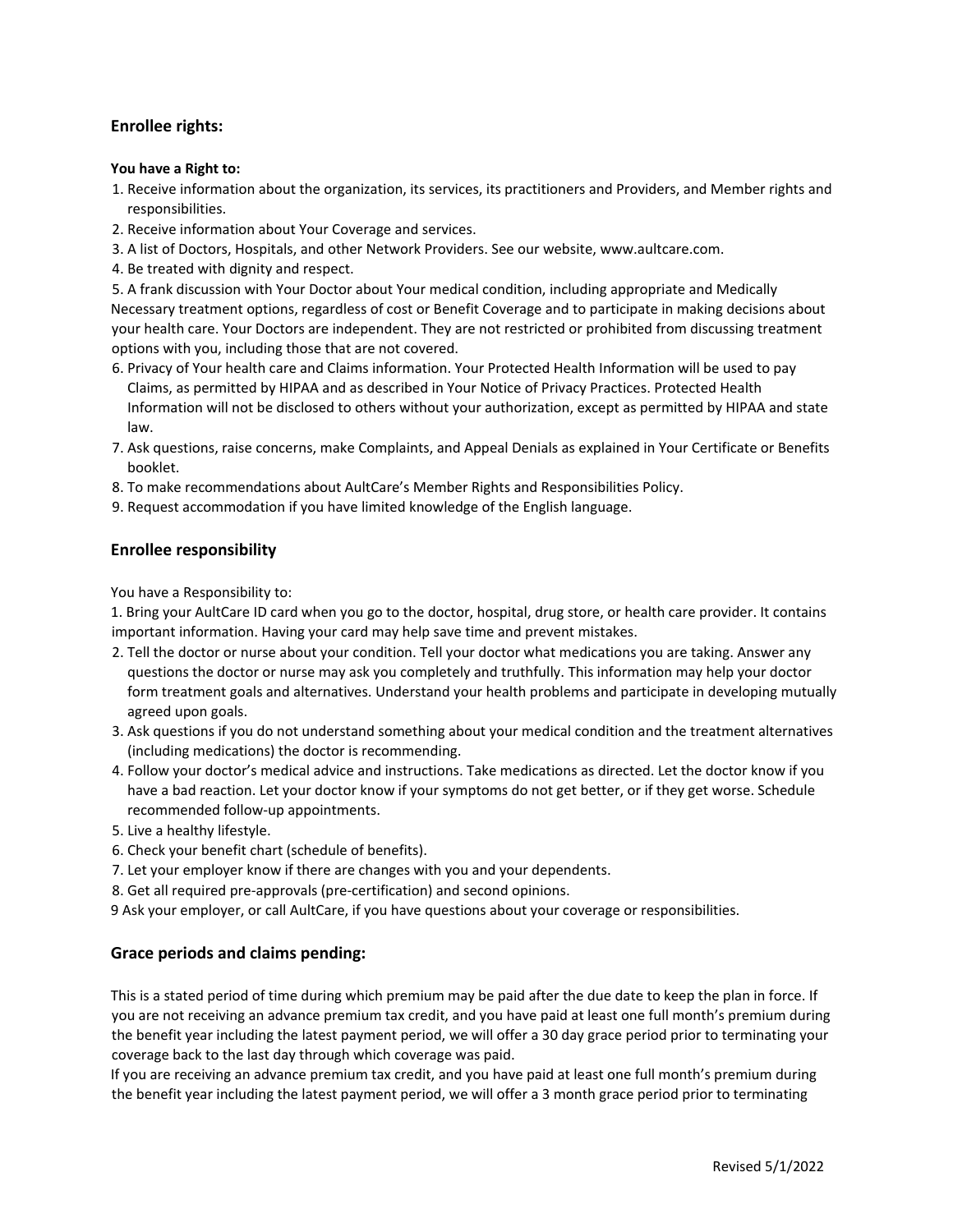## Enrollee rights:

**You have a Right to:**

1. Receive information about the organization, its services, its practitioners and Providers, and Member rights and responsibilities.
2. Receive information about Your Coverage and services.
3. A list of Doctors, Hospitals, and other Network Providers. See our website, www.aultcare.com.
4. Be treated with dignity and respect.
5. A frank discussion with Your Doctor about Your medical condition, including appropriate and Medically Necessary treatment options, regardless of cost or Benefit Coverage and to participate in making decisions about your health care. Your Doctors are independent. They are not restricted or prohibited from discussing treatment options with you, including those that are not covered.
6. Privacy of Your health care and Claims information. Your Protected Health Information will be used to pay Claims, as permitted by HIPAA and as described in Your Notice of Privacy Practices. Protected Health Information will not be disclosed to others without your authorization, except as permitted by HIPAA and state law.
7. Ask questions, raise concerns, make Complaints, and Appeal Denials as explained in Your Certificate or Benefits booklet.
8. To make recommendations about AultCare's Member Rights and Responsibilities Policy.
9. Request accommodation if you have limited knowledge of the English language.

## Enrollee responsibility

You have a Responsibility to:

1. Bring your AultCare ID card when you go to the doctor, hospital, drug store, or health care provider. It contains important information. Having your card may help save time and prevent mistakes.
2. Tell the doctor or nurse about your condition. Tell your doctor what medications you are taking. Answer any questions the doctor or nurse may ask you completely and truthfully. This information may help your doctor form treatment goals and alternatives. Understand your health problems and participate in developing mutually agreed upon goals.
3. Ask questions if you do not understand something about your medical condition and the treatment alternatives (including medications) the doctor is recommending.
4. Follow your doctor's medical advice and instructions. Take medications as directed. Let the doctor know if you have a bad reaction. Let your doctor know if your symptoms do not get better, or if they get worse. Schedule recommended follow-up appointments.
5. Live a healthy lifestyle.
6. Check your benefit chart (schedule of benefits).
7. Let your employer know if there are changes with you and your dependents.
8. Get all required pre-approvals (pre-certification) and second opinions.
9. Ask your employer, or call AultCare, if you have questions about your coverage or responsibilities.

## Grace periods and claims pending:

This is a stated period of time during which premium may be paid after the due date to keep the plan in force. If you are not receiving an advance premium tax credit, and you have paid at least one full month's premium during the benefit year including the latest payment period, we will offer a 30 day grace period prior to terminating your coverage back to the last day through which coverage was paid.

If you are receiving an advance premium tax credit, and you have paid at least one full month's premium during the benefit year including the latest payment period, we will offer a 3 month grace period prior to terminating

Revised 5/1/2022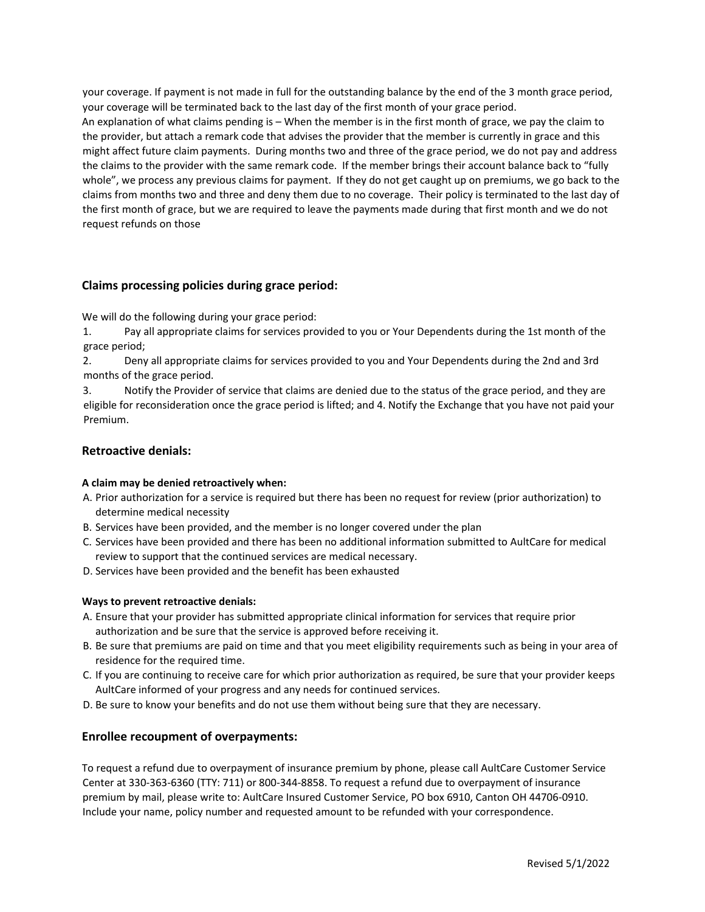your coverage. If payment is not made in full for the outstanding balance by the end of the 3 month grace period, your coverage will be terminated back to the last day of the first month of your grace period.
An explanation of what claims pending is – When the member is in the first month of grace, we pay the claim to the provider, but attach a remark code that advises the provider that the member is currently in grace and this might affect future claim payments. During months two and three of the grace period, we do not pay and address the claims to the provider with the same remark code. If the member brings their account balance back to "fully whole", we process any previous claims for payment. If they do not get caught up on premiums, we go back to the claims from months two and three and deny them due to no coverage. Their policy is terminated to the last day of the first month of grace, but we are required to leave the payments made during that first month and we do not request refunds on those

## Claims processing policies during grace period:

We will do the following during your grace period:

1. Pay all appropriate claims for services provided to you or Your Dependents during the 1st month of the grace period;
2. Deny all appropriate claims for services provided to you and Your Dependents during the 2nd and 3rd months of the grace period.
3. Notify the Provider of service that claims are denied due to the status of the grace period, and they are eligible for reconsideration once the grace period is lifted; and 4. Notify the Exchange that you have not paid your Premium.

## Retroactive denials:

**A claim may be denied retroactively when:**

A. Prior authorization for a service is required but there has been no request for review (prior authorization) to determine medical necessity
B. Services have been provided, and the member is no longer covered under the plan
C. Services have been provided and there has been no additional information submitted to AultCare for medical review to support that the continued services are medical necessary.
D. Services have been provided and the benefit has been exhausted

**Ways to prevent retroactive denials:**

A. Ensure that your provider has submitted appropriate clinical information for services that require prior authorization and be sure that the service is approved before receiving it.
B. Be sure that premiums are paid on time and that you meet eligibility requirements such as being in your area of residence for the required time.
C. If you are continuing to receive care for which prior authorization as required, be sure that your provider keeps AultCare informed of your progress and any needs for continued services.
D. Be sure to know your benefits and do not use them without being sure that they are necessary.

## Enrollee recoupment of overpayments:

To request a refund due to overpayment of insurance premium by phone, please call AultCare Customer Service Center at 330-363-6360 (TTY: 711) or 800-344-8858. To request a refund due to overpayment of insurance premium by mail, please write to: AultCare Insured Customer Service, PO box 6910, Canton OH 44706-0910. Include your name, policy number and requested amount to be refunded with your correspondence.

Revised 5/1/2022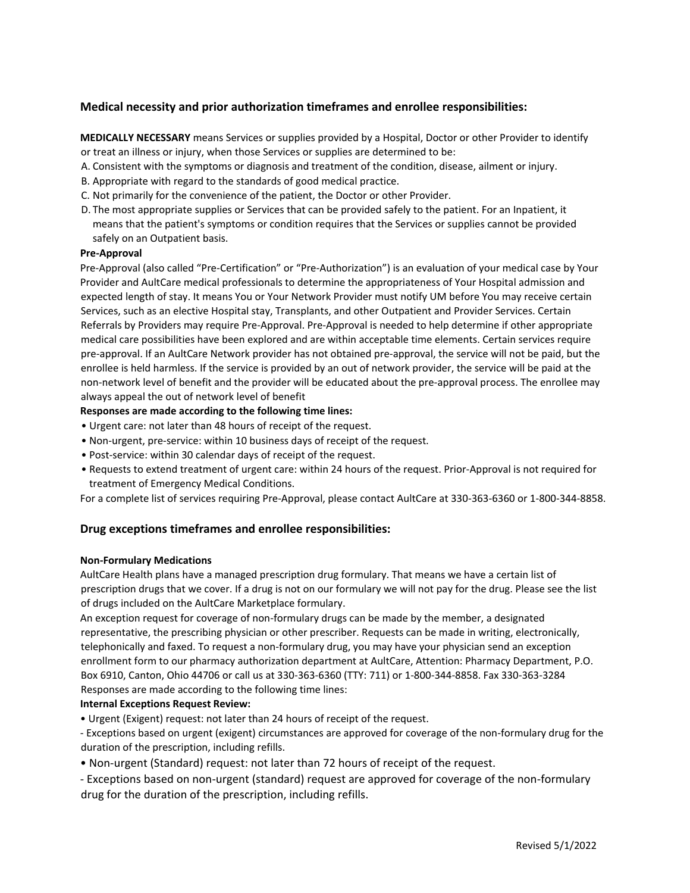## Medical necessity and prior authorization timeframes and enrollee responsibilities:

**MEDICALLY NECESSARY** means Services or supplies provided by a Hospital, Doctor or other Provider to identify or treat an illness or injury, when those Services or supplies are determined to be:

A. Consistent with the symptoms or diagnosis and treatment of the condition, disease, ailment or injury.
B. Appropriate with regard to the standards of good medical practice.
C. Not primarily for the convenience of the patient, the Doctor or other Provider.
D. The most appropriate supplies or Services that can be provided safely to the patient. For an Inpatient, it means that the patient's symptoms or condition requires that the Services or supplies cannot be provided safely on an Outpatient basis.

**Pre-Approval**

Pre-Approval (also called "Pre-Certification" or "Pre-Authorization") is an evaluation of your medical case by Your Provider and AultCare medical professionals to determine the appropriateness of Your Hospital admission and expected length of stay. It means You or Your Network Provider must notify UM before You may receive certain Services, such as an elective Hospital stay, Transplants, and other Outpatient and Provider Services. Certain Referrals by Providers may require Pre-Approval. Pre-Approval is needed to help determine if other appropriate medical care possibilities have been explored and are within acceptable time elements. Certain services require pre-approval. If an AultCare Network provider has not obtained pre-approval, the service will not be paid, but the enrollee is held harmless. If the service is provided by an out of network provider, the service will be paid at the non-network level of benefit and the provider will be educated about the pre-approval process. The enrollee may always appeal the out of network level of benefit

**Responses are made according to the following time lines:**

- Urgent care: not later than 48 hours of receipt of the request.
- Non-urgent, pre-service: within 10 business days of receipt of the request.
- Post-service: within 30 calendar days of receipt of the request.
- Requests to extend treatment of urgent care: within 24 hours of the request. Prior-Approval is not required for treatment of Emergency Medical Conditions.

For a complete list of services requiring Pre-Approval, please contact AultCare at 330-363-6360 or 1-800-344-8858.

## Drug exceptions timeframes and enrollee responsibilities:

**Non-Formulary Medications**

AultCare Health plans have a managed prescription drug formulary. That means we have a certain list of prescription drugs that we cover. If a drug is not on our formulary we will not pay for the drug. Please see the list of drugs included on the AultCare Marketplace formulary.

An exception request for coverage of non-formulary drugs can be made by the member, a designated representative, the prescribing physician or other prescriber. Requests can be made in writing, electronically, telephonically and faxed. To request a non-formulary drug, you may have your physician send an exception enrollment form to our pharmacy authorization department at AultCare, Attention: Pharmacy Department, P.O. Box 6910, Canton, Ohio 44706 or call us at 330-363-6360 (TTY: 711) or 1-800-344-8858. Fax 330-363-3284

Responses are made according to the following time lines:

**Internal Exceptions Request Review:**

- Urgent (Exigent) request: not later than 24 hours of receipt of the request.

- Exceptions based on urgent (exigent) circumstances are approved for coverage of the non-formulary drug for the duration of the prescription, including refills.

- Non-urgent (Standard) request: not later than 72 hours of receipt of the request.

- Exceptions based on non-urgent (standard) request are approved for coverage of the non-formulary drug for the duration of the prescription, including refills.

Revised 5/1/2022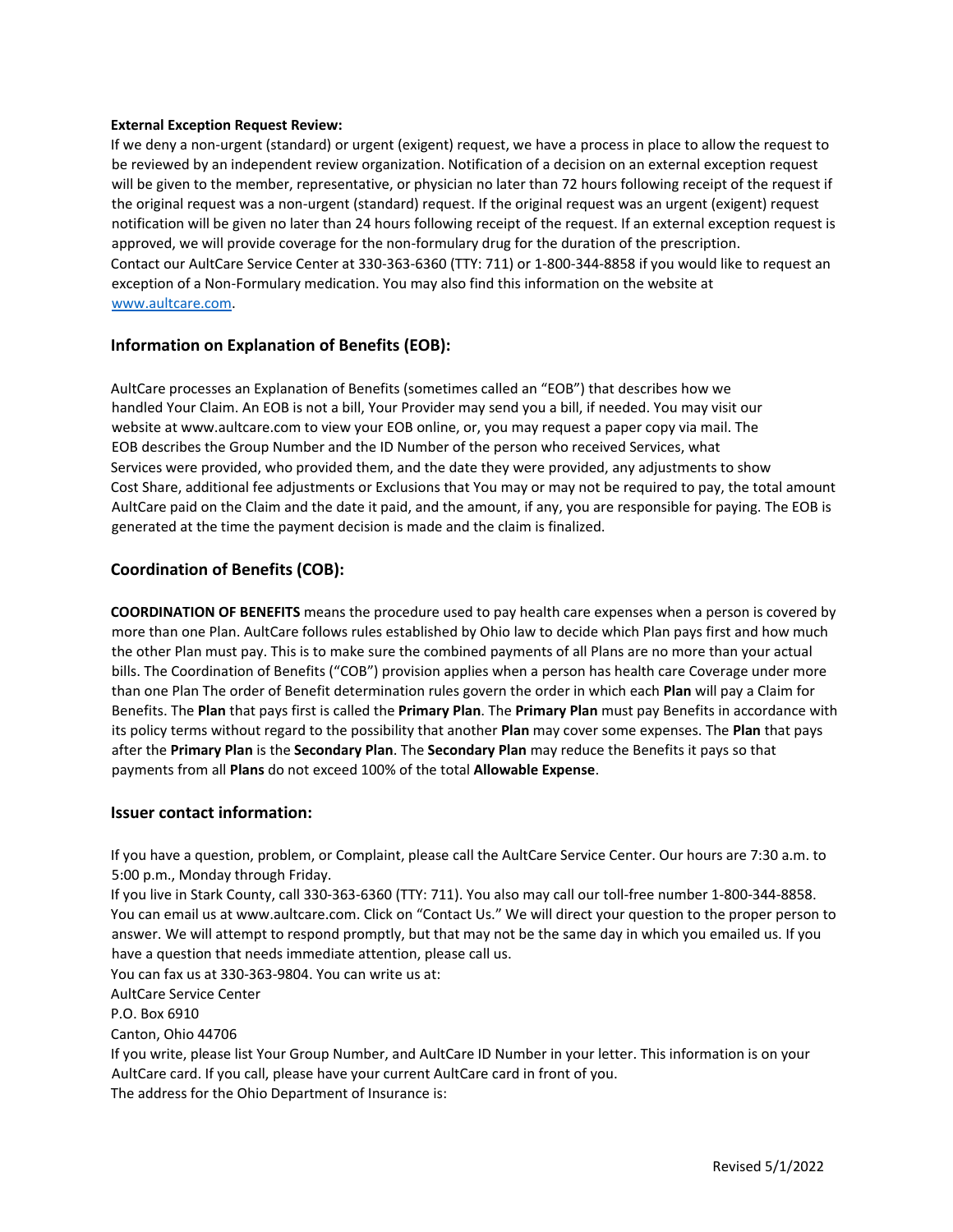**External Exception Request Review:**

If we deny a non-urgent (standard) or urgent (exigent) request, we have a process in place to allow the request to be reviewed by an independent review organization. Notification of a decision on an external exception request will be given to the member, representative, or physician no later than 72 hours following receipt of the request if the original request was a non-urgent (standard) request. If the original request was an urgent (exigent) request notification will be given no later than 24 hours following receipt of the request. If an external exception request is approved, we will provide coverage for the non-formulary drug for the duration of the prescription.
Contact our AultCare Service Center at 330-363-6360 (TTY: 711) or 1-800-344-8858 if you would like to request an exception of a Non-Formulary medication. You may also find this information on the website at www.aultcare.com.

## Information on Explanation of Benefits (EOB):

AultCare processes an Explanation of Benefits (sometimes called an "EOB") that describes how we handled Your Claim. An EOB is not a bill, Your Provider may send you a bill, if needed. You may visit our website at www.aultcare.com to view your EOB online, or, you may request a paper copy via mail. The EOB describes the Group Number and the ID Number of the person who received Services, what Services were provided, who provided them, and the date they were provided, any adjustments to show Cost Share, additional fee adjustments or Exclusions that You may or may not be required to pay, the total amount AultCare paid on the Claim and the date it paid, and the amount, if any, you are responsible for paying. The EOB is generated at the time the payment decision is made and the claim is finalized.

## Coordination of Benefits (COB):

**COORDINATION OF BENEFITS** means the procedure used to pay health care expenses when a person is covered by more than one Plan. AultCare follows rules established by Ohio law to decide which Plan pays first and how much the other Plan must pay. This is to make sure the combined payments of all Plans are no more than your actual bills. The Coordination of Benefits ("COB") provision applies when a person has health care Coverage under more than one Plan The order of Benefit determination rules govern the order in which each **Plan** will pay a Claim for Benefits. The **Plan** that pays first is called the **Primary Plan**. The **Primary Plan** must pay Benefits in accordance with its policy terms without regard to the possibility that another **Plan** may cover some expenses. The **Plan** that pays after the **Primary Plan** is the **Secondary Plan**. The **Secondary Plan** may reduce the Benefits it pays so that payments from all **Plans** do not exceed 100% of the total **Allowable Expense**.

## Issuer contact information:

If you have a question, problem, or Complaint, please call the AultCare Service Center. Our hours are 7:30 a.m. to 5:00 p.m., Monday through Friday.
If you live in Stark County, call 330-363-6360 (TTY: 711). You also may call our toll-free number 1-800-344-8858. You can email us at www.aultcare.com. Click on "Contact Us." We will direct your question to the proper person to answer. We will attempt to respond promptly, but that may not be the same day in which you emailed us. If you have a question that needs immediate attention, please call us.
You can fax us at 330-363-9804. You can write us at:
AultCare Service Center
P.O. Box 6910
Canton, Ohio 44706
If you write, please list Your Group Number, and AultCare ID Number in your letter. This information is on your AultCare card. If you call, please have your current AultCare card in front of you.
The address for the Ohio Department of Insurance is:

Revised 5/1/2022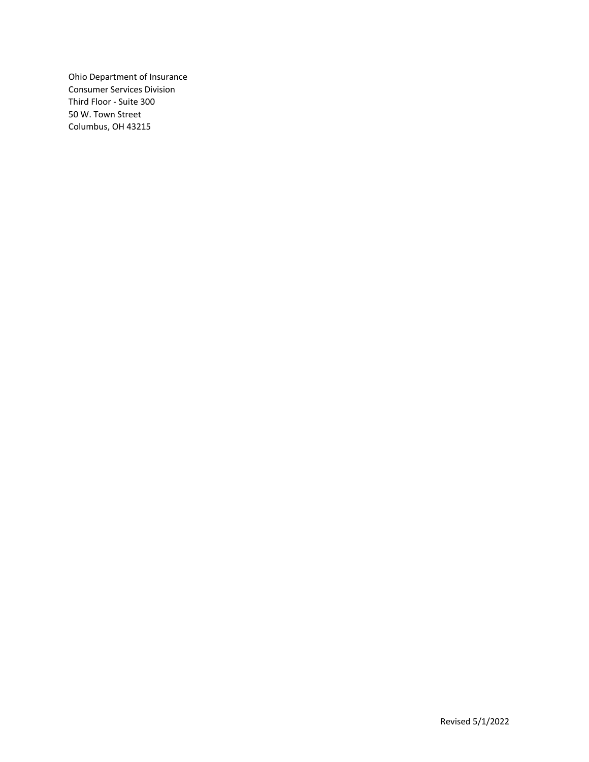Ohio Department of Insurance
Consumer Services Division
Third Floor - Suite 300
50 W. Town Street
Columbus, OH 43215

Revised 5/1/2022